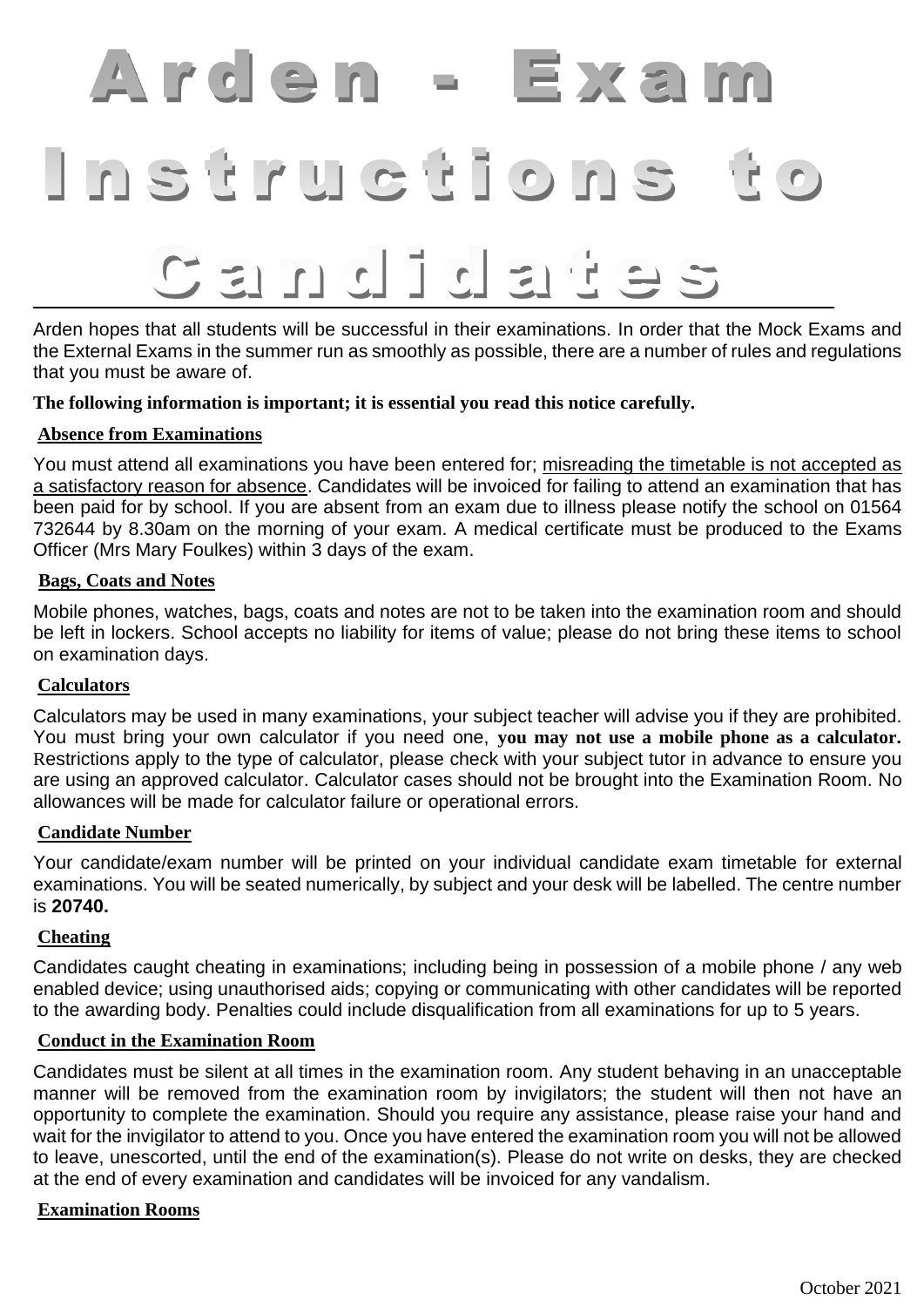# Arden - Exam Instructions to Candidates

Arden hopes that all students will be successful in their examinations. In order that the Mock Exams and the External Exams in the summer run as smoothly as possible, there are a number of rules and regulations that you must be aware of.

**The following information is important; it is essential you read this notice carefully.**

## Absence from Examinations

You must attend all examinations you have been entered for; misreading the timetable is not accepted as a satisfactory reason for absence. Candidates will be invoiced for failing to attend an examination that has been paid for by school. If you are absent from an exam due to illness please notify the school on 01564 732644 by 8.30am on the morning of your exam. A medical certificate must be produced to the Exams Officer (Mrs Mary Foulkes) within 3 days of the exam.

## Bags, Coats and Notes

Mobile phones, watches, bags, coats and notes are not to be taken into the examination room and should be left in lockers. School accepts no liability for items of value; please do not bring these items to school on examination days.

## Calculators

Calculators may be used in many examinations, your subject teacher will advise you if they are prohibited. You must bring your own calculator if you need one, **you may not use a mobile phone as a calculator.** Restrictions apply to the type of calculator, please check with your subject tutor in advance to ensure you are using an approved calculator. Calculator cases should not be brought into the Examination Room. No allowances will be made for calculator failure or operational errors.

## Candidate Number

Your candidate/exam number will be printed on your individual candidate exam timetable for external examinations. You will be seated numerically, by subject and your desk will be labelled. The centre number is **20740.**

## Cheating

Candidates caught cheating in examinations; including being in possession of a mobile phone / any web enabled device; using unauthorised aids; copying or communicating with other candidates will be reported to the awarding body. Penalties could include disqualification from all examinations for up to 5 years.

## Conduct in the Examination Room

Candidates must be silent at all times in the examination room. Any student behaving in an unacceptable manner will be removed from the examination room by invigilators; the student will then not have an opportunity to complete the examination. Should you require any assistance, please raise your hand and wait for the invigilator to attend to you. Once you have entered the examination room you will not be allowed to leave, unescorted, until the end of the examination(s). Please do not write on desks, they are checked at the end of every examination and candidates will be invoiced for any vandalism.

## Examination Rooms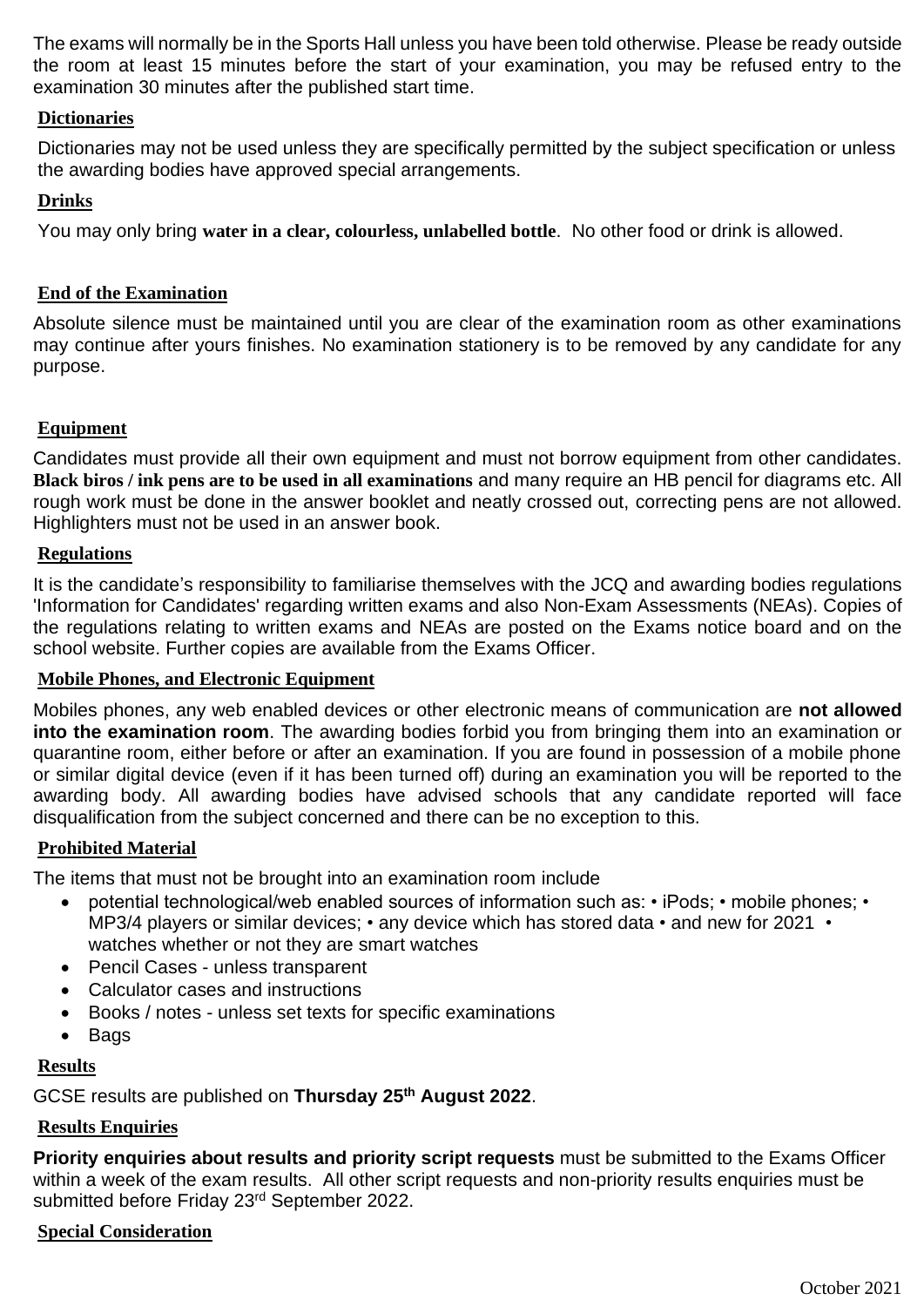The exams will normally be in the Sports Hall unless you have been told otherwise. Please be ready outside the room at least 15 minutes before the start of your examination, you may be refused entry to the examination 30 minutes after the published start time.

## Dictionaries

Dictionaries may not be used unless they are specifically permitted by the subject specification or unless the awarding bodies have approved special arrangements.

## Drinks

You may only bring **water in a clear, colourless, unlabelled bottle**. No other food or drink is allowed.

## End of the Examination

Absolute silence must be maintained until you are clear of the examination room as other examinations may continue after yours finishes. No examination stationery is to be removed by any candidate for any purpose.

## Equipment

Candidates must provide all their own equipment and must not borrow equipment from other candidates. **Black biros / ink pens are to be used in all examinations** and many require an HB pencil for diagrams etc. All rough work must be done in the answer booklet and neatly crossed out, correcting pens are not allowed. Highlighters must not be used in an answer book.

## Regulations

It is the candidate's responsibility to familiarise themselves with the JCQ and awarding bodies regulations 'Information for Candidates' regarding written exams and also Non-Exam Assessments (NEAs). Copies of the regulations relating to written exams and NEAs are posted on the Exams notice board and on the school website. Further copies are available from the Exams Officer.

## Mobile Phones, and Electronic Equipment

Mobiles phones, any web enabled devices or other electronic means of communication are **not allowed into the examination room**. The awarding bodies forbid you from bringing them into an examination or quarantine room, either before or after an examination. If you are found in possession of a mobile phone or similar digital device (even if it has been turned off) during an examination you will be reported to the awarding body. All awarding bodies have advised schools that any candidate reported will face disqualification from the subject concerned and there can be no exception to this.

## Prohibited Material

The items that must not be brought into an examination room include

- potential technological/web enabled sources of information such as: • iPods; • mobile phones; • MP3/4 players or similar devices; • any device which has stored data • and new for 2021 • watches whether or not they are smart watches
- Pencil Cases - unless transparent
- Calculator cases and instructions
- Books / notes - unless set texts for specific examinations
- Bags

## Results

GCSE results are published on **Thursday 25th August 2022**.

## Results Enquiries

**Priority enquiries about results and priority script requests** must be submitted to the Exams Officer within a week of the exam results. All other script requests and non-priority results enquiries must be submitted before Friday 23rd September 2022.

## Special Consideration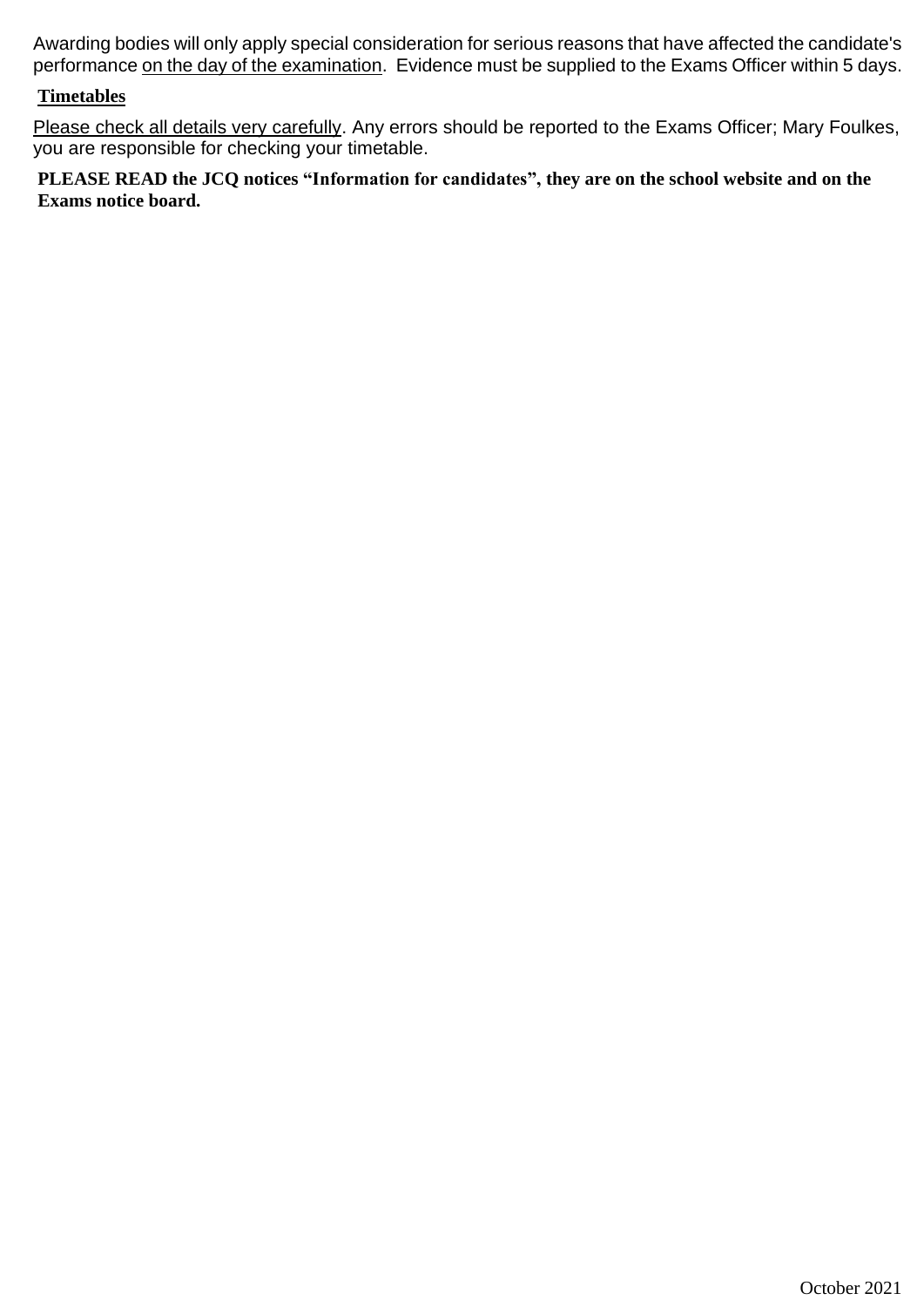Awarding bodies will only apply special consideration for serious reasons that have affected the candidate's performance on the day of the examination. Evidence must be supplied to the Exams Officer within 5 days.

**Timetables**

Please check all details very carefully. Any errors should be reported to the Exams Officer; Mary Foulkes, you are responsible for checking your timetable.

**PLEASE READ the JCQ notices "Information for candidates", they are on the school website and on the Exams notice board.**

October 2021